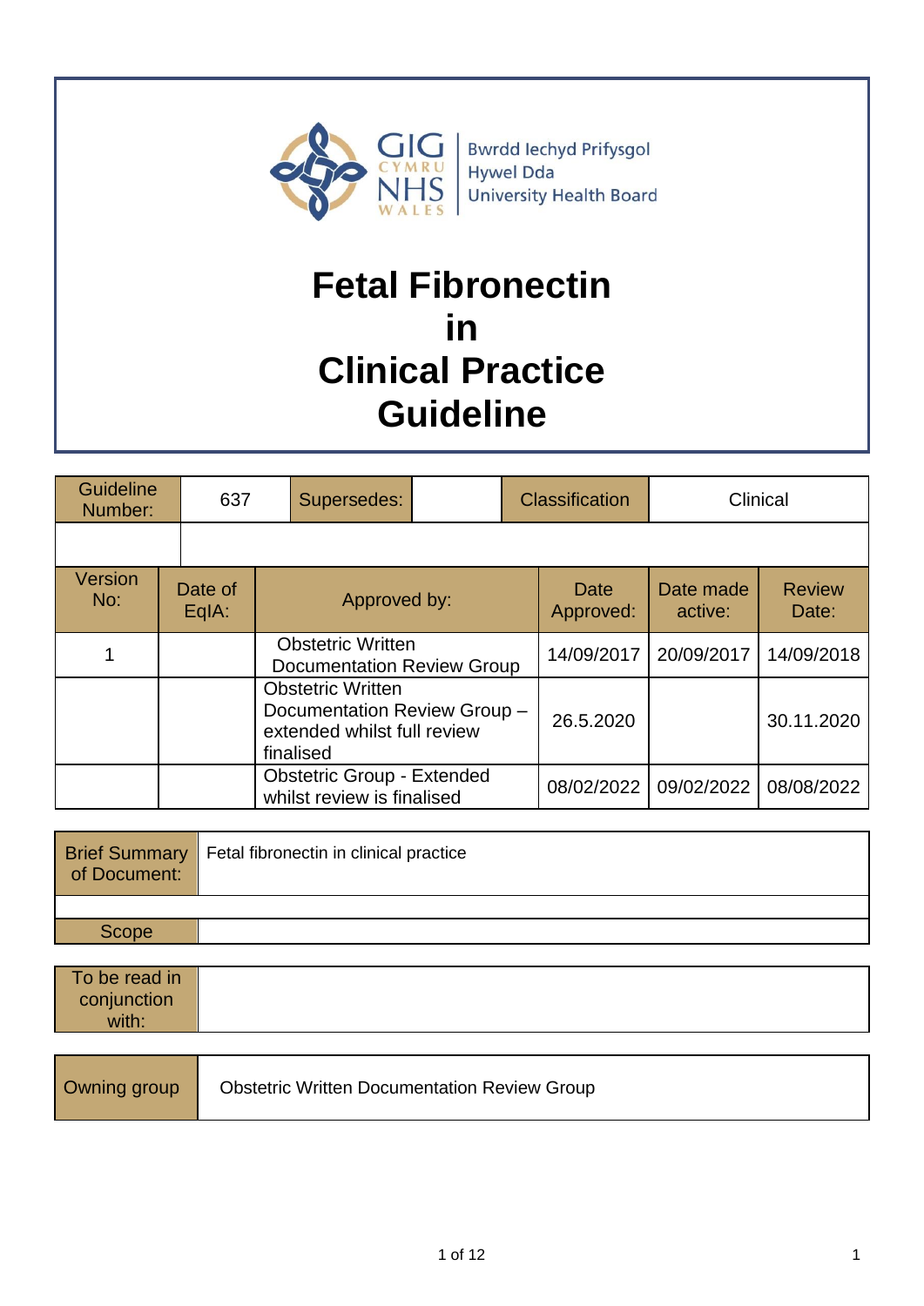GIG CYMRU NHS WALES | Bwrdd Iechyd Prifysgol Hywel Dda University Health Board

# Fetal Fibronectin in Clinical Practice Guideline

| Guideline Number: | 637 | Supersedes: | | Classification | Clinical |
|---|---|---|---|---|---|
| | | | | | |

| Version No: | Date of EqIA: | Approved by: | Date Approved: | Date made active: | Review Date: |
|---|---|---|---|---|---|
| 1 | | Obstetric Written Documentation Review Group | 14/09/2017 | 20/09/2017 | 14/09/2018 |
| | | Obstetric Written Documentation Review Group – extended whilst full review finalised | 26.5.2020 | | 30.11.2020 |
| | | Obstetric Group - Extended whilst review is finalised | 08/02/2022 | 09/02/2022 | 08/08/2022 |

| Brief Summary of Document: | Fetal fibronectin in clinical practice |
|---|---|
| | |
| Scope | |

| To be read in conjunction with: | |
|---|---|

| Owning group | Obstetric Written Documentation Review Group |
|---|---|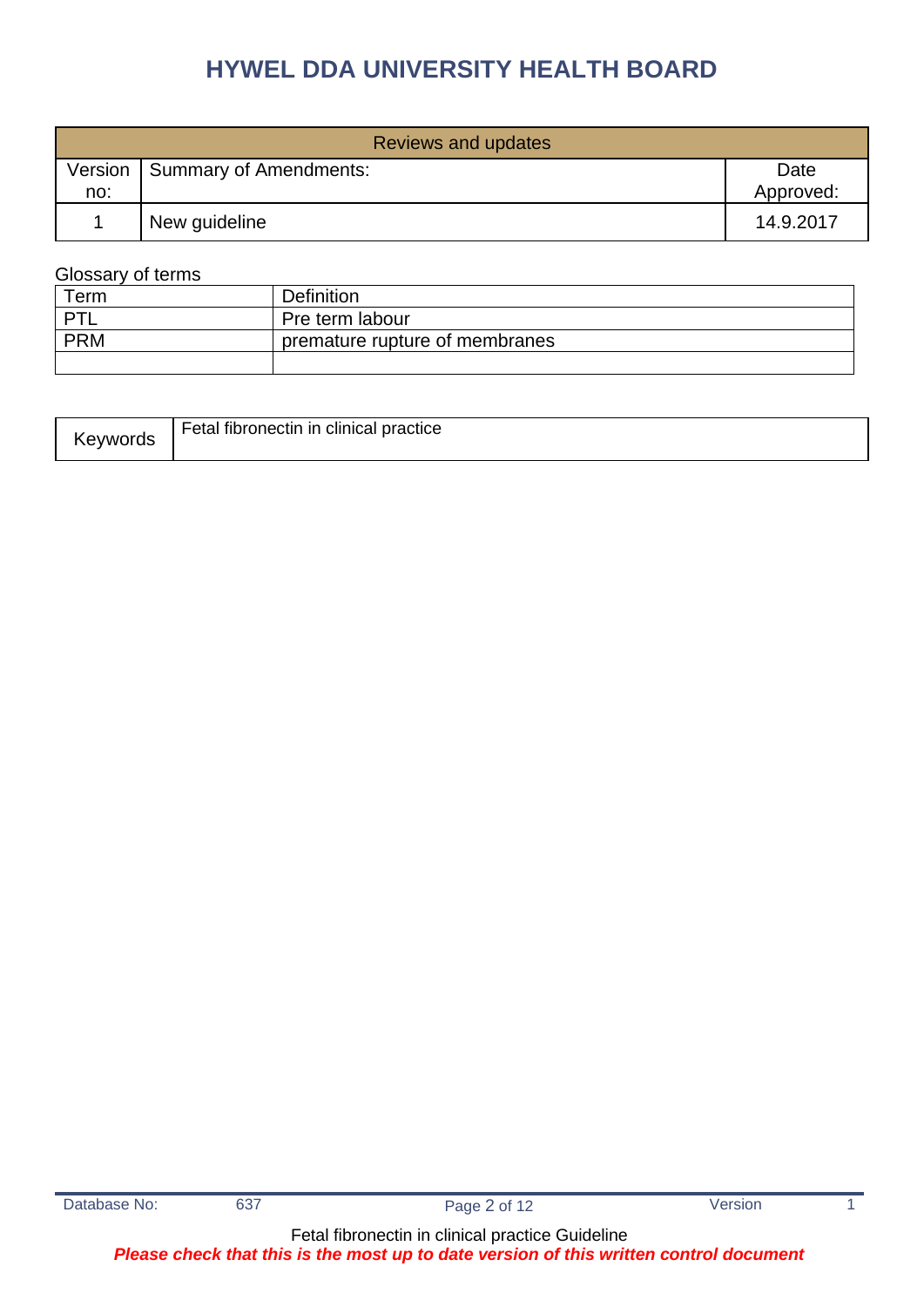| Reviews and updates | | |
|---|---|---|
| Version no: | Summary of Amendments: | Date Approved: |
| 1 | New guideline | 14.9.2017 |

Glossary of terms

| Term | Definition |
|---|---|
| PTL | Pre term labour |
| PRM | premature rupture of membranes |
| | |

| Keywords | Fetal fibronectin in clinical practice |
|---|---|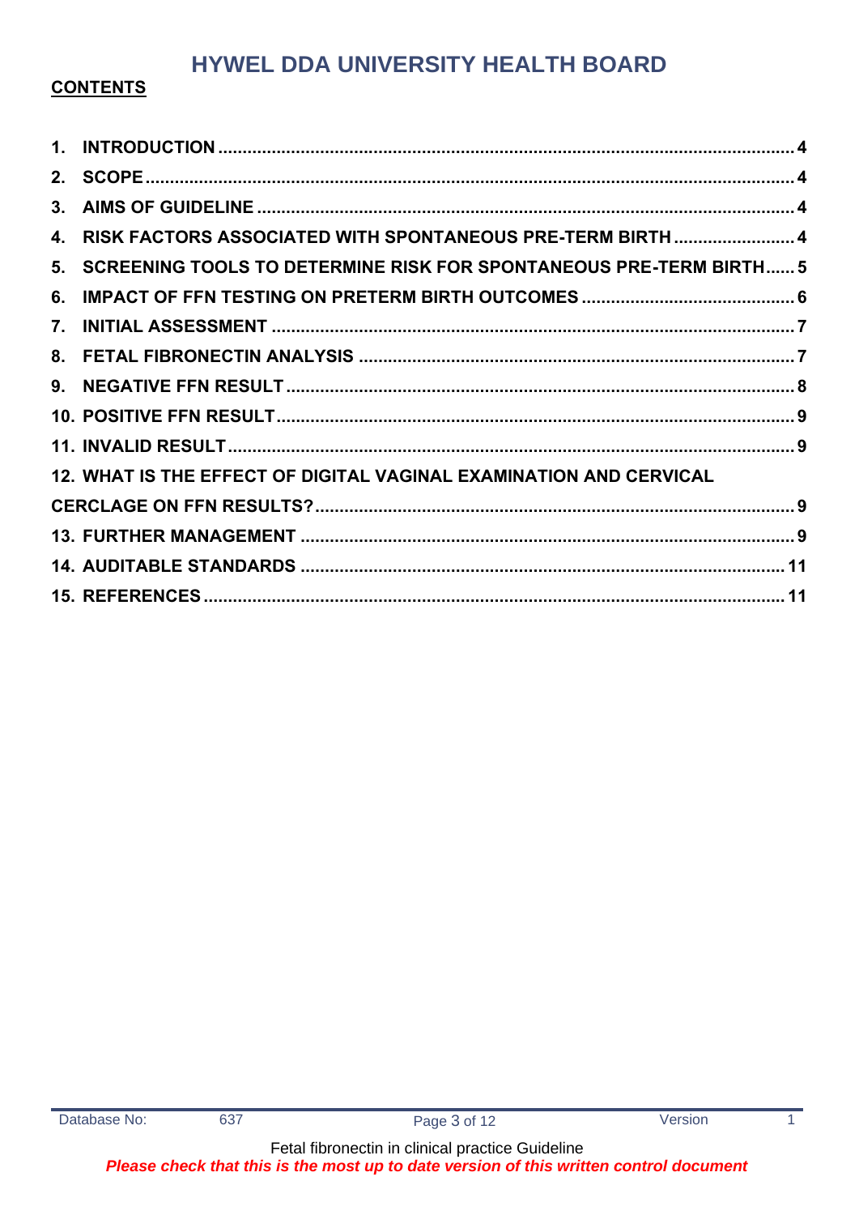**CONTENTS**

1. INTRODUCTION ..... 4
2. SCOPE ..... 4
3. AIMS OF GUIDELINE ..... 4
4. RISK FACTORS ASSOCIATED WITH SPONTANEOUS PRE-TERM BIRTH ..... 4
5. SCREENING TOOLS TO DETERMINE RISK FOR SPONTANEOUS PRE-TERM BIRTH ..... 5
6. IMPACT OF FFN TESTING ON PRETERM BIRTH OUTCOMES ..... 6
7. INITIAL ASSESSMENT ..... 7
8. FETAL FIBRONECTIN ANALYSIS ..... 7
9. NEGATIVE FFN RESULT ..... 8
10. POSITIVE FFN RESULT ..... 9
11. INVALID RESULT ..... 9
12. WHAT IS THE EFFECT OF DIGITAL VAGINAL EXAMINATION AND CERVICAL CERCLAGE ON FFN RESULTS? ..... 9
13. FURTHER MANAGEMENT ..... 9
14. AUDITABLE STANDARDS ..... 11
15. REFERENCES ..... 11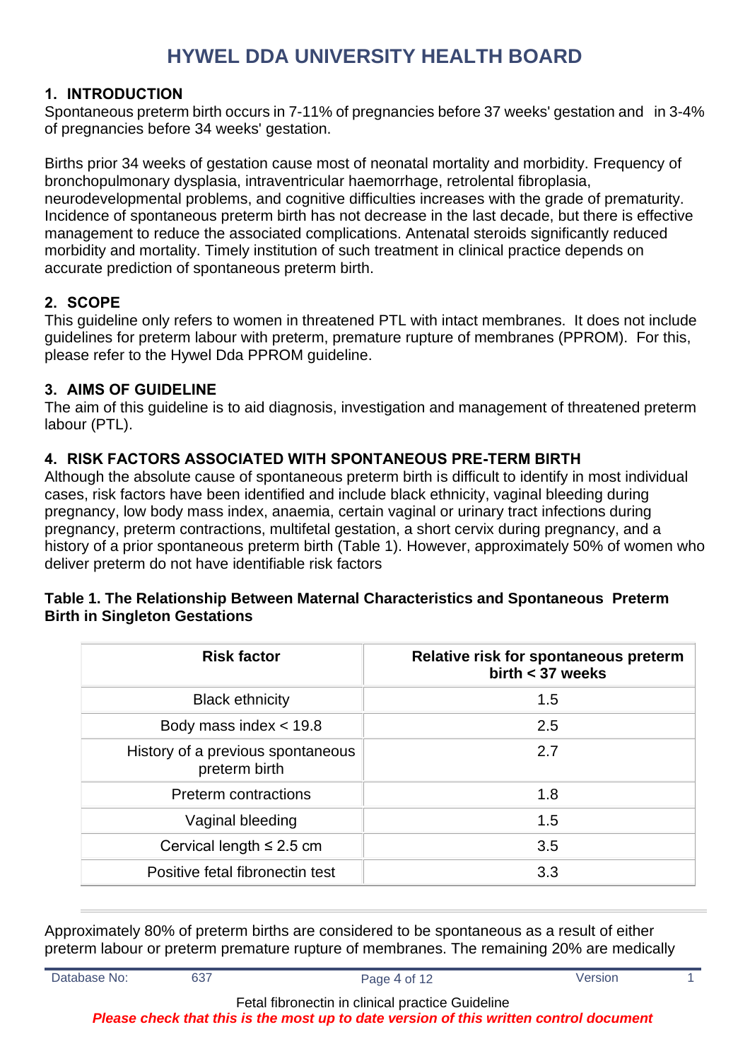# HYWEL DDA UNIVERSITY HEALTH BOARD

## 1. INTRODUCTION

Spontaneous preterm birth occurs in 7-11% of pregnancies before 37 weeks' gestation and in 3-4% of pregnancies before 34 weeks' gestation.

Births prior 34 weeks of gestation cause most of neonatal mortality and morbidity. Frequency of bronchopulmonary dysplasia, intraventricular haemorrhage, retrolental fibroplasia, neurodevelopmental problems, and cognitive difficulties increases with the grade of prematurity. Incidence of spontaneous preterm birth has not decrease in the last decade, but there is effective management to reduce the associated complications. Antenatal steroids significantly reduced morbidity and mortality. Timely institution of such treatment in clinical practice depends on accurate prediction of spontaneous preterm birth.

## 2. SCOPE

This guideline only refers to women in threatened PTL with intact membranes. It does not include guidelines for preterm labour with preterm, premature rupture of membranes (PPROM). For this, please refer to the Hywel Dda PPROM guideline.

## 3. AIMS OF GUIDELINE

The aim of this guideline is to aid diagnosis, investigation and management of threatened preterm labour (PTL).

## 4. RISK FACTORS ASSOCIATED WITH SPONTANEOUS PRE-TERM BIRTH

Although the absolute cause of spontaneous preterm birth is difficult to identify in most individual cases, risk factors have been identified and include black ethnicity, vaginal bleeding during pregnancy, low body mass index, anaemia, certain vaginal or urinary tract infections during pregnancy, preterm contractions, multifetal gestation, a short cervix during pregnancy, and a history of a prior spontaneous preterm birth (Table 1). However, approximately 50% of women who deliver preterm do not have identifiable risk factors

**Table 1. The Relationship Between Maternal Characteristics and Spontaneous Preterm Birth in Singleton Gestations**

| Risk factor | Relative risk for spontaneous preterm birth < 37 weeks |
|---|---|
| Black ethnicity | 1.5 |
| Body mass index < 19.8 | 2.5 |
| History of a previous spontaneous preterm birth | 2.7 |
| Preterm contractions | 1.8 |
| Vaginal bleeding | 1.5 |
| Cervical length ≤ 2.5 cm | 3.5 |
| Positive fetal fibronectin test | 3.3 |

Approximately 80% of preterm births are considered to be spontaneous as a result of either preterm labour or preterm premature rupture of membranes. The remaining 20% are medically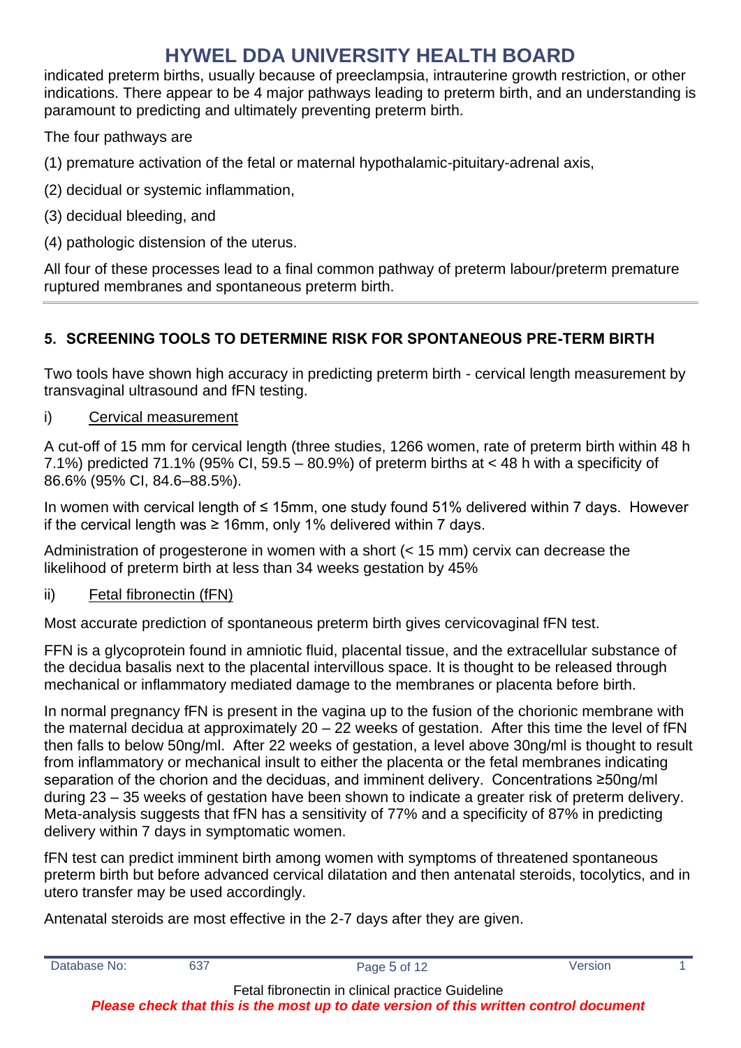indicated preterm births, usually because of preeclampsia, intrauterine growth restriction, or other indications. There appear to be 4 major pathways leading to preterm birth, and an understanding is paramount to predicting and ultimately preventing preterm birth.

The four pathways are

(1) premature activation of the fetal or maternal hypothalamic-pituitary-adrenal axis,

(2) decidual or systemic inflammation,

(3) decidual bleeding, and

(4) pathologic distension of the uterus.

All four of these processes lead to a final common pathway of preterm labour/preterm premature ruptured membranes and spontaneous preterm birth.

---

## 5. SCREENING TOOLS TO DETERMINE RISK FOR SPONTANEOUS PRE-TERM BIRTH

Two tools have shown high accuracy in predicting preterm birth - cervical length measurement by transvaginal ultrasound and fFN testing.

i) Cervical measurement

A cut-off of 15 mm for cervical length (three studies, 1266 women, rate of preterm birth within 48 h 7.1%) predicted 71.1% (95% CI, 59.5 – 80.9%) of preterm births at < 48 h with a specificity of 86.6% (95% CI, 84.6–88.5%).

In women with cervical length of ≤ 15mm, one study found 51% delivered within 7 days. However if the cervical length was ≥ 16mm, only 1% delivered within 7 days.

Administration of progesterone in women with a short (< 15 mm) cervix can decrease the likelihood of preterm birth at less than 34 weeks gestation by 45%

ii) Fetal fibronectin (fFN)

Most accurate prediction of spontaneous preterm birth gives cervicovaginal fFN test.

FFN is a glycoprotein found in amniotic fluid, placental tissue, and the extracellular substance of the decidua basalis next to the placental intervillous space. It is thought to be released through mechanical or inflammatory mediated damage to the membranes or placenta before birth.

In normal pregnancy fFN is present in the vagina up to the fusion of the chorionic membrane with the maternal decidua at approximately 20 – 22 weeks of gestation. After this time the level of fFN then falls to below 50ng/ml. After 22 weeks of gestation, a level above 30ng/ml is thought to result from inflammatory or mechanical insult to either the placenta or the fetal membranes indicating separation of the chorion and the deciduas, and imminent delivery. Concentrations ≥50ng/ml during 23 – 35 weeks of gestation have been shown to indicate a greater risk of preterm delivery. Meta-analysis suggests that fFN has a sensitivity of 77% and a specificity of 87% in predicting delivery within 7 days in symptomatic women.

fFN test can predict imminent birth among women with symptoms of threatened spontaneous preterm birth but before advanced cervical dilatation and then antenatal steroids, tocolytics, and in utero transfer may be used accordingly.

Antenatal steroids are most effective in the 2-7 days after they are given.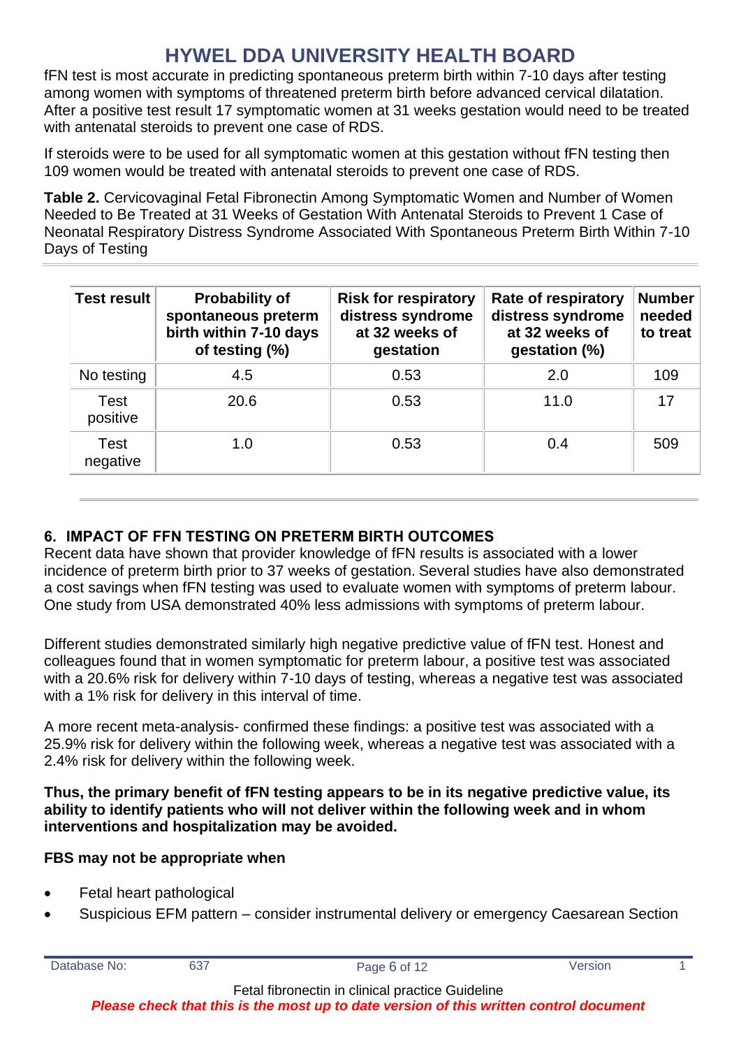fFN test is most accurate in predicting spontaneous preterm birth within 7-10 days after testing among women with symptoms of threatened preterm birth before advanced cervical dilatation. After a positive test result 17 symptomatic women at 31 weeks gestation would need to be treated with antenatal steroids to prevent one case of RDS.

If steroids were to be used for all symptomatic women at this gestation without fFN testing then 109 women would be treated with antenatal steroids to prevent one case of RDS.

**Table 2.** Cervicovaginal Fetal Fibronectin Among Symptomatic Women and Number of Women Needed to Be Treated at 31 Weeks of Gestation With Antenatal Steroids to Prevent 1 Case of Neonatal Respiratory Distress Syndrome Associated With Spontaneous Preterm Birth Within 7-10 Days of Testing

| Test result | Probability of spontaneous preterm birth within 7-10 days of testing (%) | Risk for respiratory distress syndrome at 32 weeks of gestation | Rate of respiratory distress syndrome at 32 weeks of gestation (%) | Number needed to treat |
|---|---|---|---|---|
| No testing | 4.5 | 0.53 | 2.0 | 109 |
| Test positive | 20.6 | 0.53 | 11.0 | 17 |
| Test negative | 1.0 | 0.53 | 0.4 | 509 |

## 6. IMPACT OF FFN TESTING ON PRETERM BIRTH OUTCOMES

Recent data have shown that provider knowledge of fFN results is associated with a lower incidence of preterm birth prior to 37 weeks of gestation. Several studies have also demonstrated a cost savings when fFN testing was used to evaluate women with symptoms of preterm labour. One study from USA demonstrated 40% less admissions with symptoms of preterm labour.

Different studies demonstrated similarly high negative predictive value of fFN test. Honest and colleagues found that in women symptomatic for preterm labour, a positive test was associated with a 20.6% risk for delivery within 7-10 days of testing, whereas a negative test was associated with a 1% risk for delivery in this interval of time.

A more recent meta-analysis- confirmed these findings: a positive test was associated with a 25.9% risk for delivery within the following week, whereas a negative test was associated with a 2.4% risk for delivery within the following week.

**Thus, the primary benefit of fFN testing appears to be in its negative predictive value, its ability to identify patients who will not deliver within the following week and in whom interventions and hospitalization may be avoided.**

**FBS may not be appropriate when**

- Fetal heart pathological
- Suspicious EFM pattern – consider instrumental delivery or emergency Caesarean Section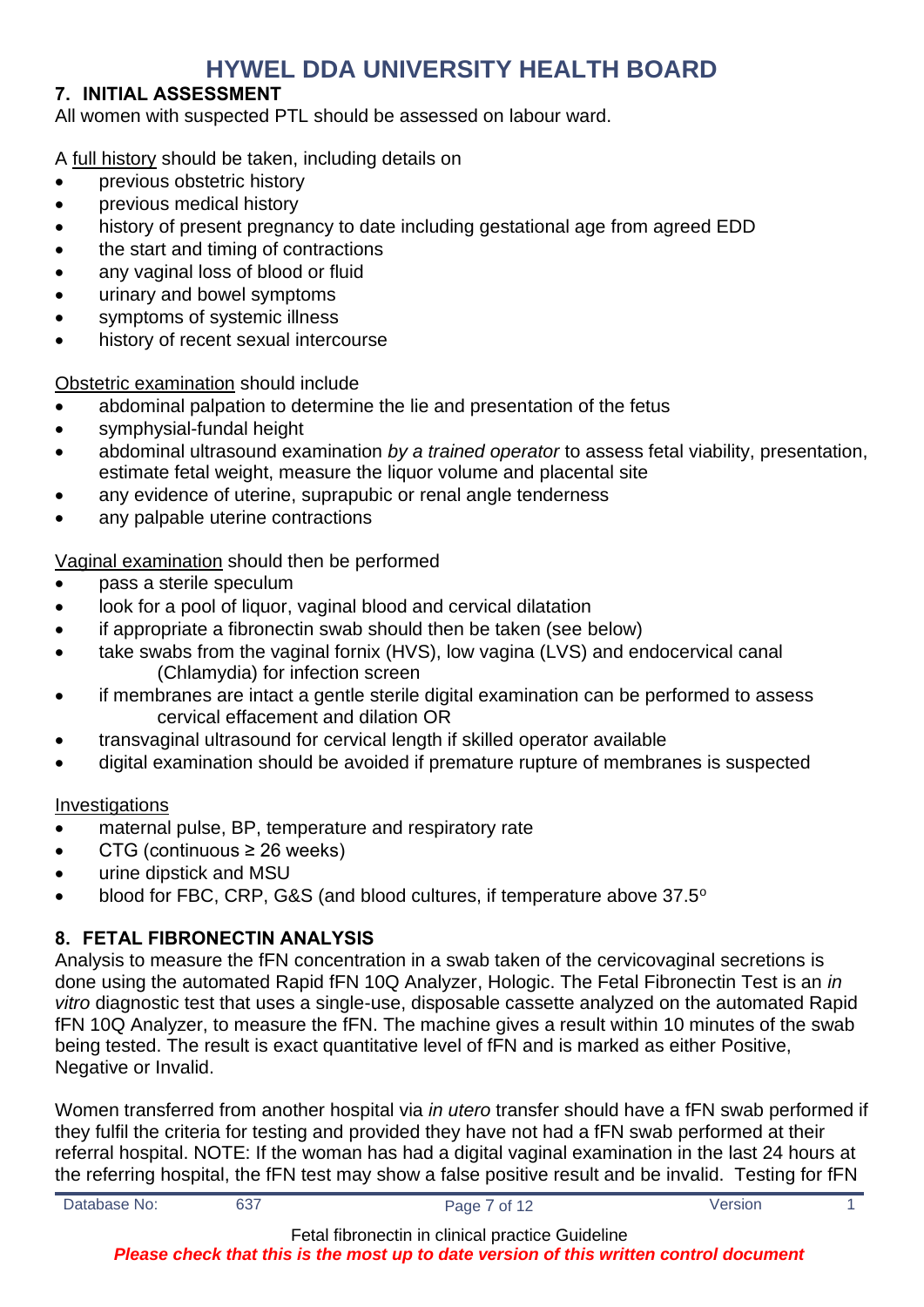## 7. INITIAL ASSESSMENT

All women with suspected PTL should be assessed on labour ward.

A full history should be taken, including details on

- previous obstetric history
- previous medical history
- history of present pregnancy to date including gestational age from agreed EDD
- the start and timing of contractions
- any vaginal loss of blood or fluid
- urinary and bowel symptoms
- symptoms of systemic illness
- history of recent sexual intercourse

Obstetric examination should include

- abdominal palpation to determine the lie and presentation of the fetus
- symphysial-fundal height
- abdominal ultrasound examination *by a trained operator* to assess fetal viability, presentation, estimate fetal weight, measure the liquor volume and placental site
- any evidence of uterine, suprapubic or renal angle tenderness
- any palpable uterine contractions

Vaginal examination should then be performed

- pass a sterile speculum
- look for a pool of liquor, vaginal blood and cervical dilatation
- if appropriate a fibronectin swab should then be taken (see below)
- take swabs from the vaginal fornix (HVS), low vagina (LVS) and endocervical canal (Chlamydia) for infection screen
- if membranes are intact a gentle sterile digital examination can be performed to assess cervical effacement and dilation OR
- transvaginal ultrasound for cervical length if skilled operator available
- digital examination should be avoided if premature rupture of membranes is suspected

Investigations

- maternal pulse, BP, temperature and respiratory rate
- CTG (continuous ≥ 26 weeks)
- urine dipstick and MSU
- blood for FBC, CRP, G&S (and blood cultures, if temperature above 37.5$^{o}$

## 8. FETAL FIBRONECTIN ANALYSIS

Analysis to measure the fFN concentration in a swab taken of the cervicovaginal secretions is done using the automated Rapid fFN 10Q Analyzer, Hologic. The Fetal Fibronectin Test is an *in vitro* diagnostic test that uses a single-use, disposable cassette analyzed on the automated Rapid fFN 10Q Analyzer, to measure the fFN. The machine gives a result within 10 minutes of the swab being tested. The result is exact quantitative level of fFN and is marked as either Positive, Negative or Invalid.

Women transferred from another hospital via *in utero* transfer should have a fFN swab performed if they fulfil the criteria for testing and provided they have not had a fFN swab performed at their referral hospital. NOTE: If the woman has had a digital vaginal examination in the last 24 hours at the referring hospital, the fFN test may show a false positive result and be invalid. Testing for fFN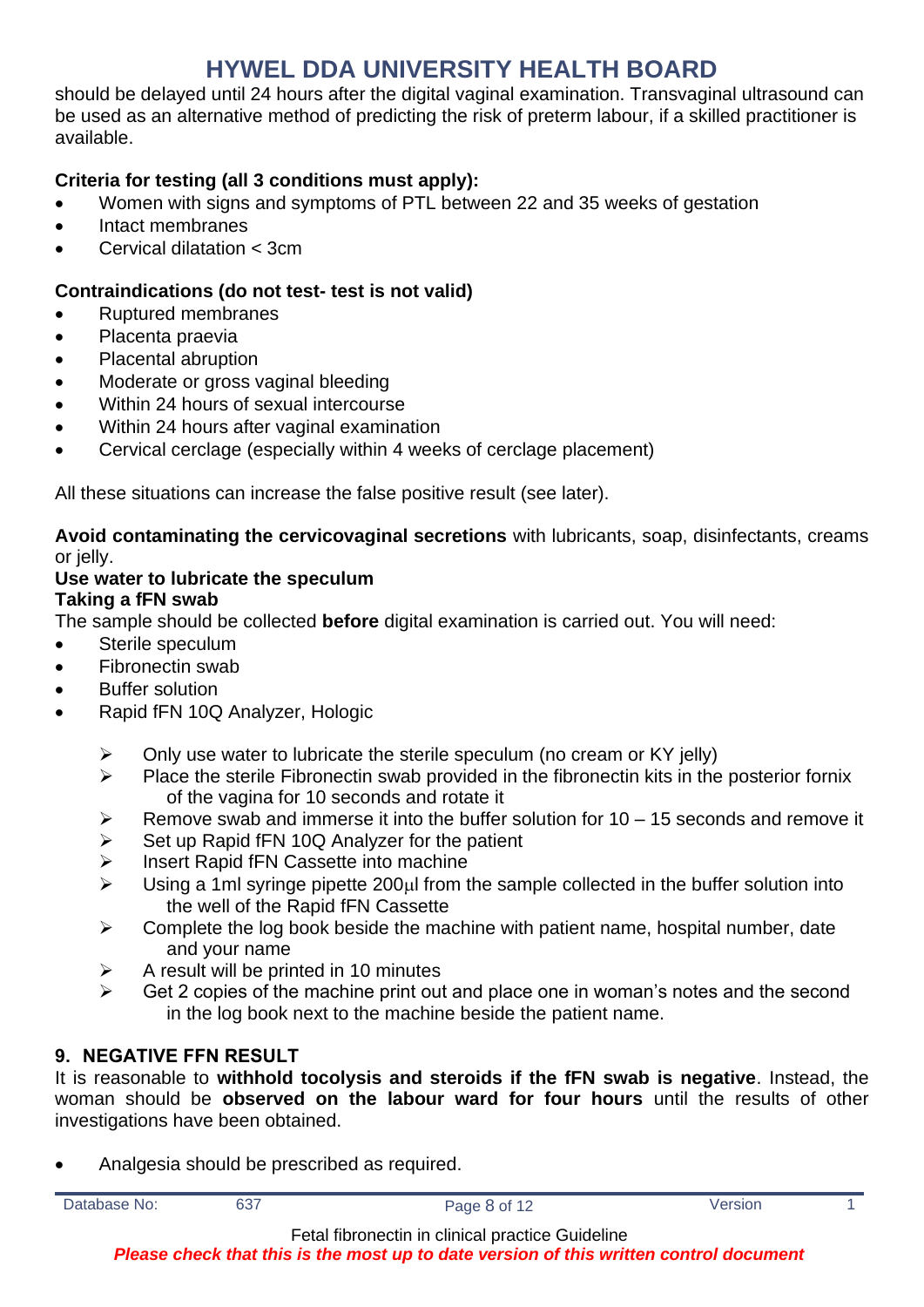should be delayed until 24 hours after the digital vaginal examination. Transvaginal ultrasound can be used as an alternative method of predicting the risk of preterm labour, if a skilled practitioner is available.

**Criteria for testing (all 3 conditions must apply):**

- Women with signs and symptoms of PTL between 22 and 35 weeks of gestation
- Intact membranes
- Cervical dilatation < 3cm

**Contraindications (do not test- test is not valid)**

- Ruptured membranes
- Placenta praevia
- Placental abruption
- Moderate or gross vaginal bleeding
- Within 24 hours of sexual intercourse
- Within 24 hours after vaginal examination
- Cervical cerclage (especially within 4 weeks of cerclage placement)

All these situations can increase the false positive result (see later).

**Avoid contaminating the cervicovaginal secretions** with lubricants, soap, disinfectants, creams or jelly.

**Use water to lubricate the speculum**

**Taking a fFN swab**

The sample should be collected **before** digital examination is carried out. You will need:

- Sterile speculum
- Fibronectin swab
- Buffer solution
- Rapid fFN 10Q Analyzer, Hologic

  - Only use water to lubricate the sterile speculum (no cream or KY jelly)
  - Place the sterile Fibronectin swab provided in the fibronectin kits in the posterior fornix of the vagina for 10 seconds and rotate it
  - Remove swab and immerse it into the buffer solution for 10 – 15 seconds and remove it
  - Set up Rapid fFN 10Q Analyzer for the patient
  - Insert Rapid fFN Cassette into machine
  - Using a 1ml syringe pipette 200μl from the sample collected in the buffer solution into the well of the Rapid fFN Cassette
  - Complete the log book beside the machine with patient name, hospital number, date and your name
  - A result will be printed in 10 minutes
  - Get 2 copies of the machine print out and place one in woman's notes and the second in the log book next to the machine beside the patient name.

## 9. NEGATIVE FFN RESULT

It is reasonable to **withhold tocolysis and steroids if the fFN swab is negative**. Instead, the woman should be **observed on the labour ward for four hours** until the results of other investigations have been obtained.

- Analgesia should be prescribed as required.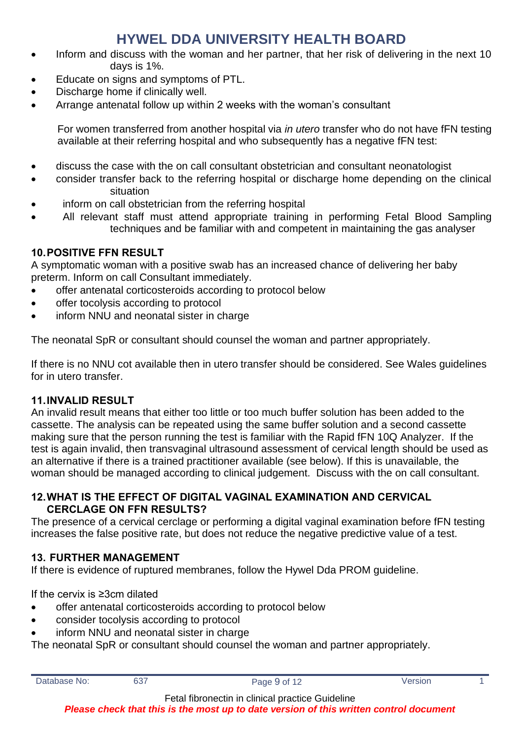- Inform and discuss with the woman and her partner, that her risk of delivering in the next 10 days is 1%.
- Educate on signs and symptoms of PTL.
- Discharge home if clinically well.
- Arrange antenatal follow up within 2 weeks with the woman's consultant

For women transferred from another hospital via *in utero* transfer who do not have fFN testing available at their referring hospital and who subsequently has a negative fFN test:

- discuss the case with the on call consultant obstetrician and consultant neonatologist
- consider transfer back to the referring hospital or discharge home depending on the clinical situation
- inform on call obstetrician from the referring hospital
- All relevant staff must attend appropriate training in performing Fetal Blood Sampling techniques and be familiar with and competent in maintaining the gas analyser

## 10. POSITIVE FFN RESULT

A symptomatic woman with a positive swab has an increased chance of delivering her baby preterm. Inform on call Consultant immediately.

- offer antenatal corticosteroids according to protocol below
- offer tocolysis according to protocol
- inform NNU and neonatal sister in charge

The neonatal SpR or consultant should counsel the woman and partner appropriately.

If there is no NNU cot available then in utero transfer should be considered. See Wales guidelines for in utero transfer.

## 11. INVALID RESULT

An invalid result means that either too little or too much buffer solution has been added to the cassette. The analysis can be repeated using the same buffer solution and a second cassette making sure that the person running the test is familiar with the Rapid fFN 10Q Analyzer. If the test is again invalid, then transvaginal ultrasound assessment of cervical length should be used as an alternative if there is a trained practitioner available (see below). If this is unavailable, the woman should be managed according to clinical judgement. Discuss with the on call consultant.

## 12. WHAT IS THE EFFECT OF DIGITAL VAGINAL EXAMINATION AND CERVICAL CERCLAGE ON FFN RESULTS?

The presence of a cervical cerclage or performing a digital vaginal examination before fFN testing increases the false positive rate, but does not reduce the negative predictive value of a test.

## 13. FURTHER MANAGEMENT

If there is evidence of ruptured membranes, follow the Hywel Dda PROM guideline.

If the cervix is ≥3cm dilated

- offer antenatal corticosteroids according to protocol below
- consider tocolysis according to protocol
- inform NNU and neonatal sister in charge

The neonatal SpR or consultant should counsel the woman and partner appropriately.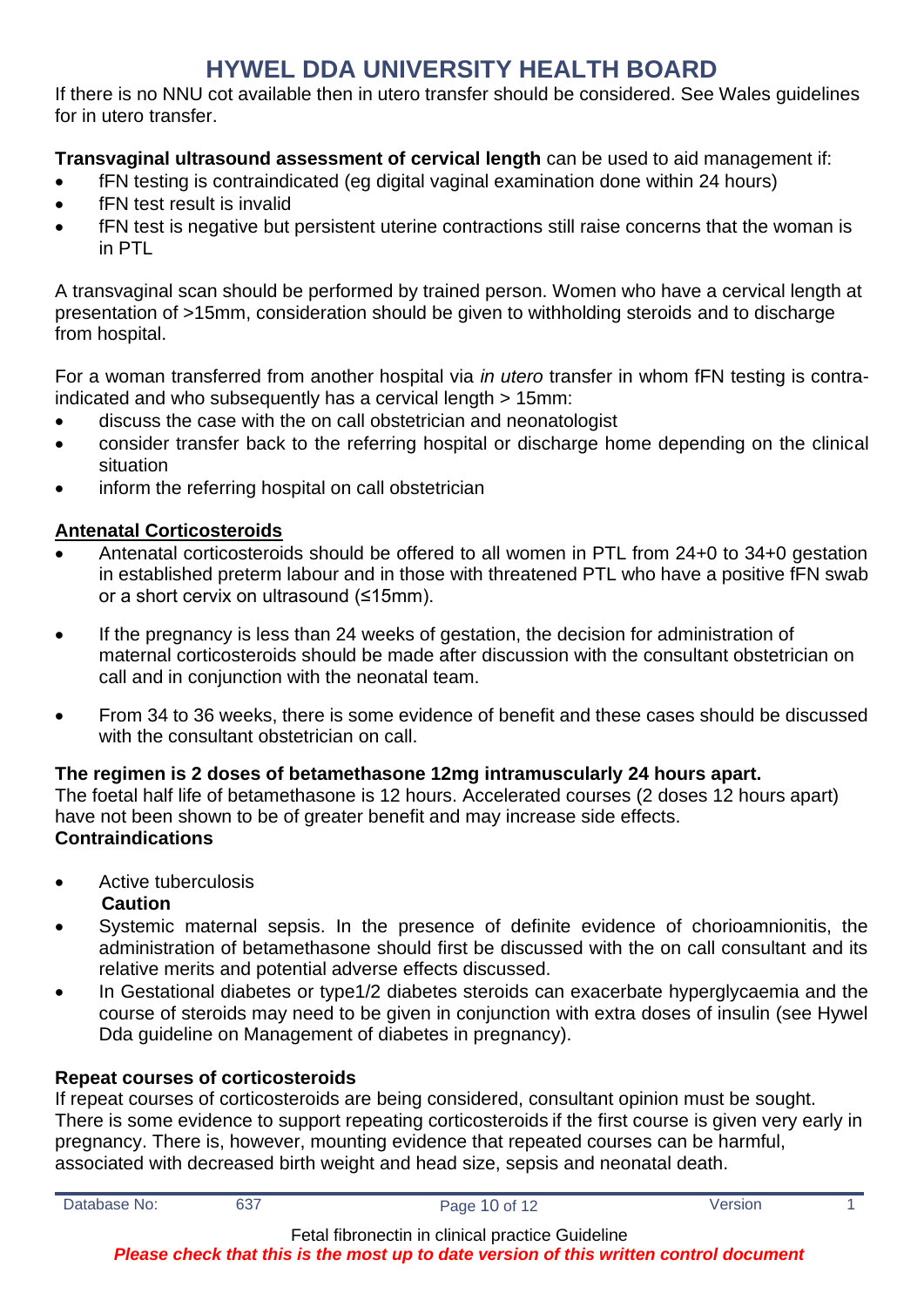If there is no NNU cot available then in utero transfer should be considered. See Wales guidelines for in utero transfer.

**Transvaginal ultrasound assessment of cervical length** can be used to aid management if:

- fFN testing is contraindicated (eg digital vaginal examination done within 24 hours)
- fFN test result is invalid
- fFN test is negative but persistent uterine contractions still raise concerns that the woman is in PTL

A transvaginal scan should be performed by trained person. Women who have a cervical length at presentation of >15mm, consideration should be given to withholding steroids and to discharge from hospital.

For a woman transferred from another hospital via *in utero* transfer in whom fFN testing is contra-indicated and who subsequently has a cervical length > 15mm:

- discuss the case with the on call obstetrician and neonatologist
- consider transfer back to the referring hospital or discharge home depending on the clinical situation
- inform the referring hospital on call obstetrician

## Antenatal Corticosteroids

- Antenatal corticosteroids should be offered to all women in PTL from 24+0 to 34+0 gestation in established preterm labour and in those with threatened PTL who have a positive fFN swab or a short cervix on ultrasound (≤15mm).
- If the pregnancy is less than 24 weeks of gestation, the decision for administration of maternal corticosteroids should be made after discussion with the consultant obstetrician on call and in conjunction with the neonatal team.
- From 34 to 36 weeks, there is some evidence of benefit and these cases should be discussed with the consultant obstetrician on call.

**The regimen is 2 doses of betamethasone 12mg intramuscularly 24 hours apart.**
The foetal half life of betamethasone is 12 hours. Accelerated courses (2 doses 12 hours apart) have not been shown to be of greater benefit and may increase side effects.

**Contraindications**

- Active tuberculosis

**Caution**

- Systemic maternal sepsis. In the presence of definite evidence of chorioamnionitis, the administration of betamethasone should first be discussed with the on call consultant and its relative merits and potential adverse effects discussed.
- In Gestational diabetes or type1/2 diabetes steroids can exacerbate hyperglycaemia and the course of steroids may need to be given in conjunction with extra doses of insulin (see Hywel Dda guideline on Management of diabetes in pregnancy).

**Repeat courses of corticosteroids**
If repeat courses of corticosteroids are being considered, consultant opinion must be sought. There is some evidence to support repeating corticosteroids if the first course is given very early in pregnancy. There is, however, mounting evidence that repeated courses can be harmful, associated with decreased birth weight and head size, sepsis and neonatal death.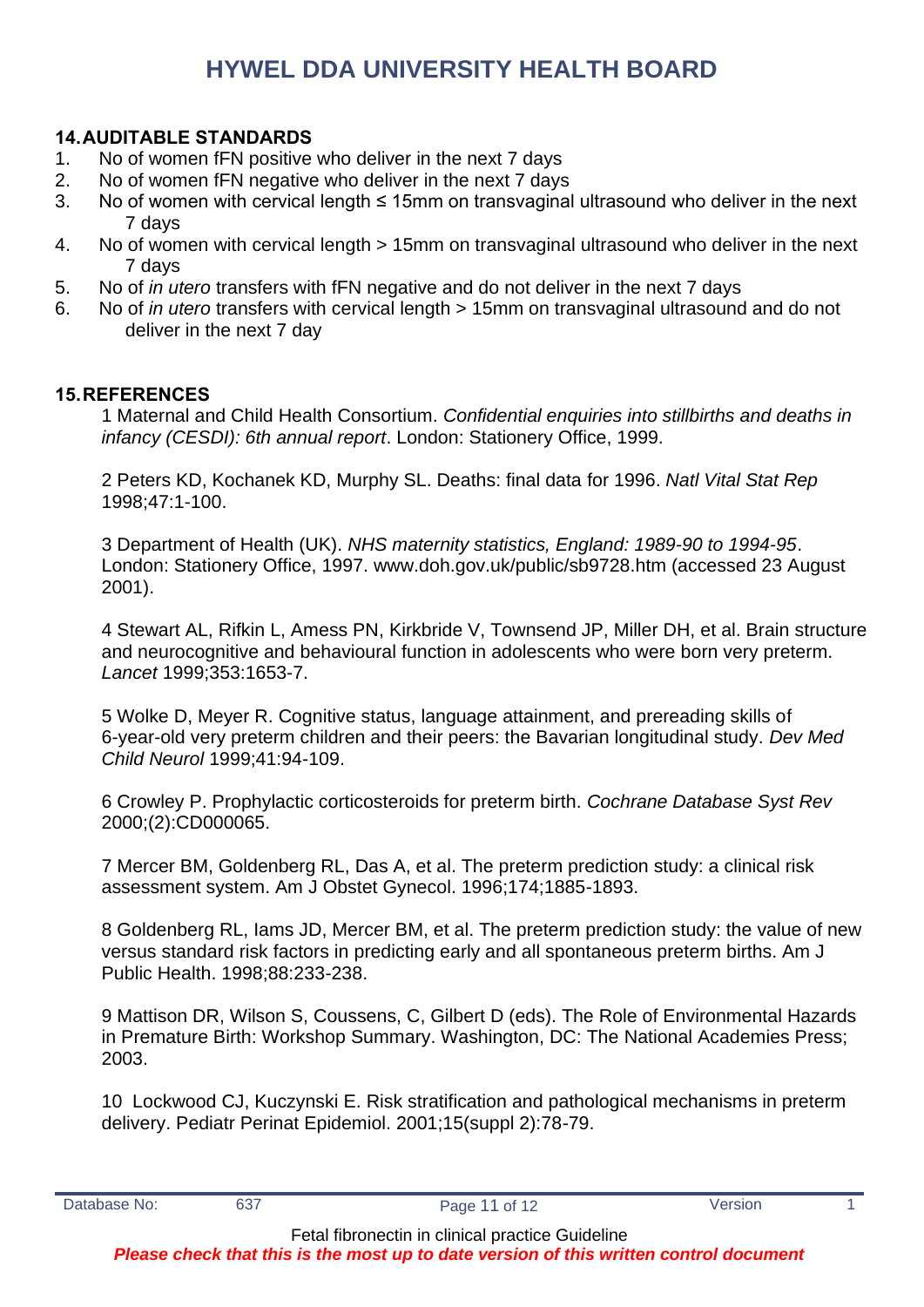## 14. AUDITABLE STANDARDS

1. No of women fFN positive who deliver in the next 7 days
2. No of women fFN negative who deliver in the next 7 days
3. No of women with cervical length ≤ 15mm on transvaginal ultrasound who deliver in the next 7 days
4. No of women with cervical length > 15mm on transvaginal ultrasound who deliver in the next 7 days
5. No of *in utero* transfers with fFN negative and do not deliver in the next 7 days
6. No of *in utero* transfers with cervical length > 15mm on transvaginal ultrasound and do not deliver in the next 7 day

## 15. REFERENCES

1 Maternal and Child Health Consortium. *Confidential enquiries into stillbirths and deaths in infancy (CESDI): 6th annual report*. London: Stationery Office, 1999.

2 Peters KD, Kochanek KD, Murphy SL. Deaths: final data for 1996. *Natl Vital Stat Rep* 1998;47:1-100.

3 Department of Health (UK). *NHS maternity statistics, England: 1989-90 to 1994-95*. London: Stationery Office, 1997. www.doh.gov.uk/public/sb9728.htm (accessed 23 August 2001).

4 Stewart AL, Rifkin L, Amess PN, Kirkbride V, Townsend JP, Miller DH, et al. Brain structure and neurocognitive and behavioural function in adolescents who were born very preterm. *Lancet* 1999;353:1653-7.

5 Wolke D, Meyer R. Cognitive status, language attainment, and prereading skills of 6-year-old very preterm children and their peers: the Bavarian longitudinal study. *Dev Med Child Neurol* 1999;41:94-109.

6 Crowley P. Prophylactic corticosteroids for preterm birth. *Cochrane Database Syst Rev* 2000;(2):CD000065.

7 Mercer BM, Goldenberg RL, Das A, et al. The preterm prediction study: a clinical risk assessment system. Am J Obstet Gynecol. 1996;174;1885-1893.

8 Goldenberg RL, Iams JD, Mercer BM, et al. The preterm prediction study: the value of new versus standard risk factors in predicting early and all spontaneous preterm births. Am J Public Health. 1998;88:233-238.

9 Mattison DR, Wilson S, Coussens, C, Gilbert D (eds). The Role of Environmental Hazards in Premature Birth: Workshop Summary. Washington, DC: The National Academies Press; 2003.

10 Lockwood CJ, Kuczynski E. Risk stratification and pathological mechanisms in preterm delivery. Pediatr Perinat Epidemiol. 2001;15(suppl 2):78-79.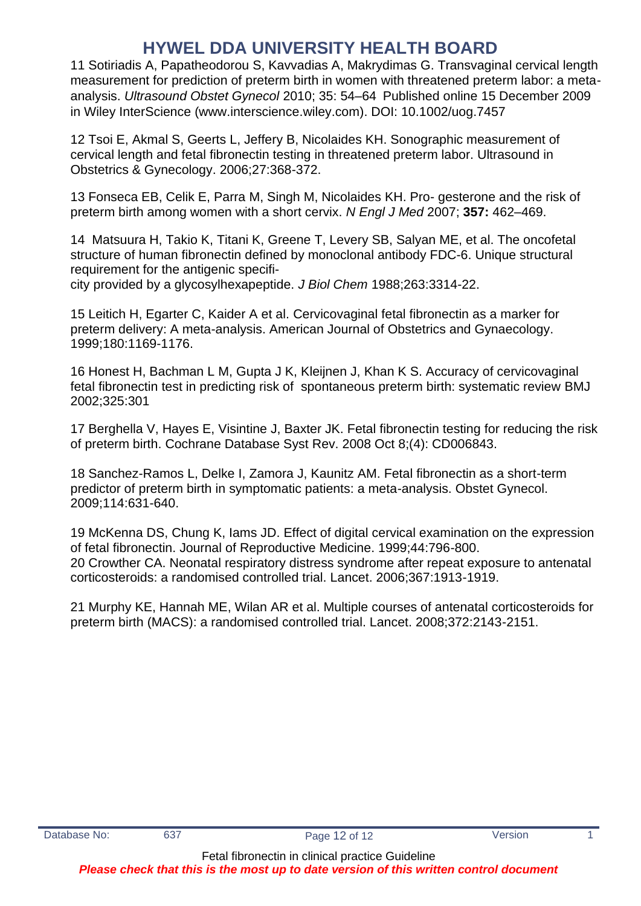11 Sotiriadis A, Papatheodorou S, Kavvadias A, Makrydimas G. Transvaginal cervical length measurement for prediction of preterm birth in women with threatened preterm labor: a meta-analysis. *Ultrasound Obstet Gynecol* 2010; 35: 54–64 Published online 15 December 2009 in Wiley InterScience (www.interscience.wiley.com). DOI: 10.1002/uog.7457

12 Tsoi E, Akmal S, Geerts L, Jeffery B, Nicolaides KH. Sonographic measurement of cervical length and fetal fibronectin testing in threatened preterm labor. Ultrasound in Obstetrics & Gynecology. 2006;27:368-372.

13 Fonseca EB, Celik E, Parra M, Singh M, Nicolaides KH. Pro- gesterone and the risk of preterm birth among women with a short cervix. *N Engl J Med* 2007; **357:** 462–469.

14 Matsuura H, Takio K, Titani K, Greene T, Levery SB, Salyan ME, et al. The oncofetal structure of human fibronectin defined by monoclonal antibody FDC-6. Unique structural requirement for the antigenic specificity provided by a glycosylhexapeptide. *J Biol Chem* 1988;263:3314-22.

15 Leitich H, Egarter C, Kaider A et al. Cervicovaginal fetal fibronectin as a marker for preterm delivery: A meta-analysis. American Journal of Obstetrics and Gynaecology. 1999;180:1169-1176.

16 Honest H, Bachman L M, Gupta J K, Kleijnen J, Khan K S. Accuracy of cervicovaginal fetal fibronectin test in predicting risk of spontaneous preterm birth: systematic review BMJ 2002;325:301

17 Berghella V, Hayes E, Visintine J, Baxter JK. Fetal fibronectin testing for reducing the risk of preterm birth. Cochrane Database Syst Rev. 2008 Oct 8;(4): CD006843.

18 Sanchez-Ramos L, Delke I, Zamora J, Kaunitz AM. Fetal fibronectin as a short-term predictor of preterm birth in symptomatic patients: a meta-analysis. Obstet Gynecol. 2009;114:631-640.

19 McKenna DS, Chung K, Iams JD. Effect of digital cervical examination on the expression of fetal fibronectin. Journal of Reproductive Medicine. 1999;44:796-800.

20 Crowther CA. Neonatal respiratory distress syndrome after repeat exposure to antenatal corticosteroids: a randomised controlled trial. Lancet. 2006;367:1913-1919.

21 Murphy KE, Hannah ME, Wilan AR et al. Multiple courses of antenatal corticosteroids for preterm birth (MACS): a randomised controlled trial. Lancet. 2008;372:2143-2151.